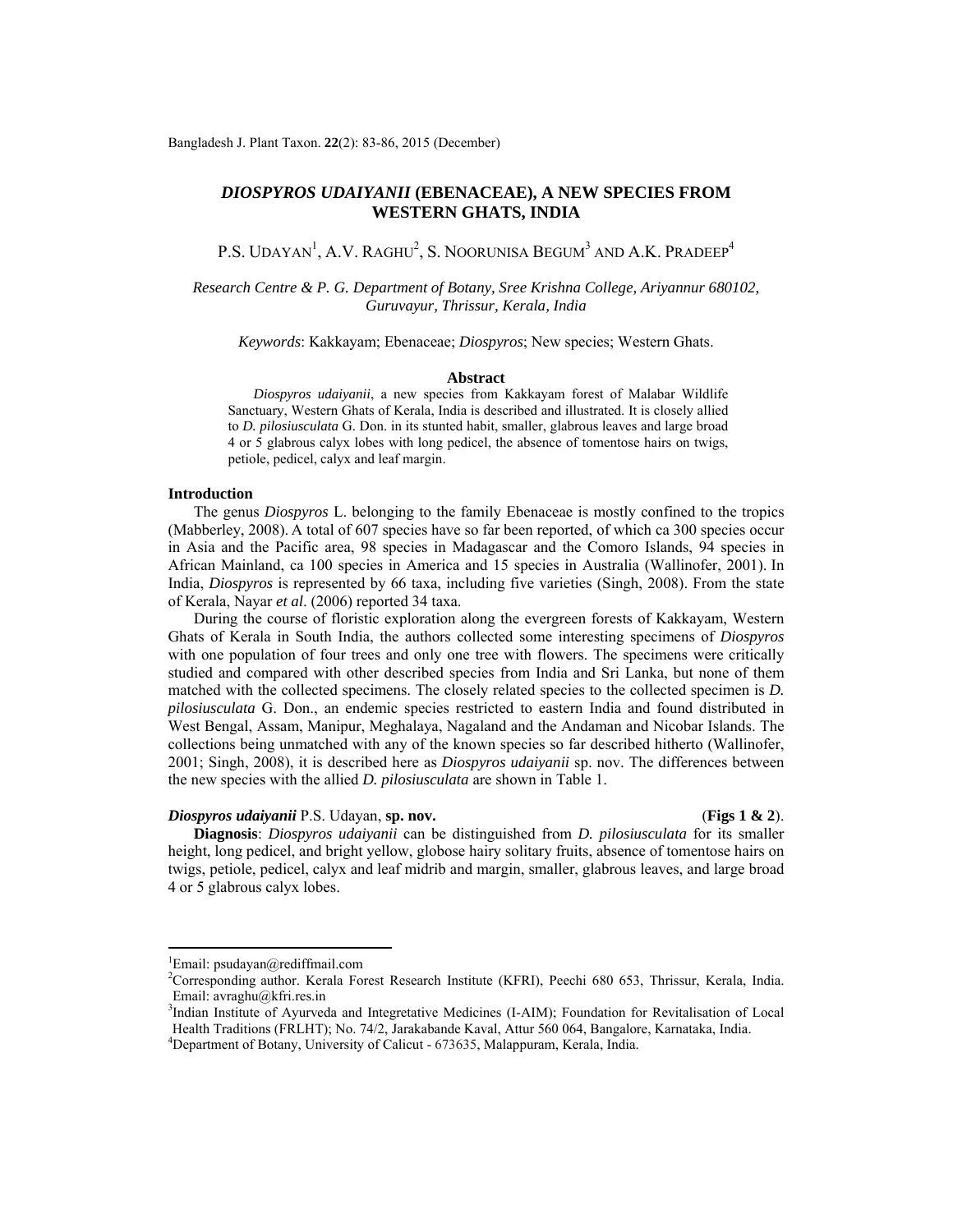# *DIOSPYROS UDAIYANII* (EBENACEAE), A NEW SPECIES FROM WESTERN GHATS, INDIA

P.S. UDAYAN[1], A.V. RAGHU[2], S. NOORUNISA BEGUM[3] AND A.K. PRADEEP[4]

*Research Centre & P. G. Department of Botany, Sree Krishna College, Ariyannur 680102, Guruvayur, Thrissur, Kerala, India*

*Keywords*: Kakkayam; Ebenaceae; *Diospyros*; New species; Western Ghats.

## Abstract

*Diospyros udaiyanii*, a new species from Kakkayam forest of Malabar Wildlife Sanctuary, Western Ghats of Kerala, India is described and illustrated. It is closely allied to *D. pilosiusculata* G. Don. in its stunted habit, smaller, glabrous leaves and large broad 4 or 5 glabrous calyx lobes with long pedicel, the absence of tomentose hairs on twigs, petiole, pedicel, calyx and leaf margin.

## Introduction

The genus *Diospyros* L. belonging to the family Ebenaceae is mostly confined to the tropics (Mabberley, 2008). A total of 607 species have so far been reported, of which ca 300 species occur in Asia and the Pacific area, 98 species in Madagascar and the Comoro Islands, 94 species in African Mainland, ca 100 species in America and 15 species in Australia (Wallinofer, 2001). In India, *Diospyros* is represented by 66 taxa, including five varieties (Singh, 2008). From the state of Kerala, Nayar *et al*. (2006) reported 34 taxa.

During the course of floristic exploration along the evergreen forests of Kakkayam, Western Ghats of Kerala in South India, the authors collected some interesting specimens of *Diospyros* with one population of four trees and only one tree with flowers. The specimens were critically studied and compared with other described species from India and Sri Lanka, but none of them matched with the collected specimens. The closely related species to the collected specimen is *D. pilosiusculata* G. Don., an endemic species restricted to eastern India and found distributed in West Bengal, Assam, Manipur, Meghalaya, Nagaland and the Andaman and Nicobar Islands. The collections being unmatched with any of the known species so far described hitherto (Wallinofer, 2001; Singh, 2008), it is described here as *Diospyros udaiyanii* sp. nov. The differences between the new species with the allied *D. pilosiusculata* are shown in Table 1.

***Diospyros udaiyanii*** P.S. Udayan, **sp. nov.** (**Figs 1 & 2**).

**Diagnosis**: *Diospyros udaiyanii* can be distinguished from *D. pilosiusculata* for its smaller height, long pedicel, and bright yellow, globose hairy solitary fruits, absence of tomentose hairs on twigs, petiole, pedicel, calyx and leaf midrib and margin, smaller, glabrous leaves, and large broad 4 or 5 glabrous calyx lobes.

---

[1]Email: psudayan@rediffmail.com

[2]Corresponding author. Kerala Forest Research Institute (KFRI), Peechi 680 653, Thrissur, Kerala, India. Email: avraghu@kfri.res.in

[3]Indian Institute of Ayurveda and Integretative Medicines (I-AIM); Foundation for Revitalisation of Local Health Traditions (FRLHT); No. 74/2, Jarakabande Kaval, Attur 560 064, Bangalore, Karnataka, India.

[4]Department of Botany, University of Calicut - 673635, Malappuram, Kerala, India.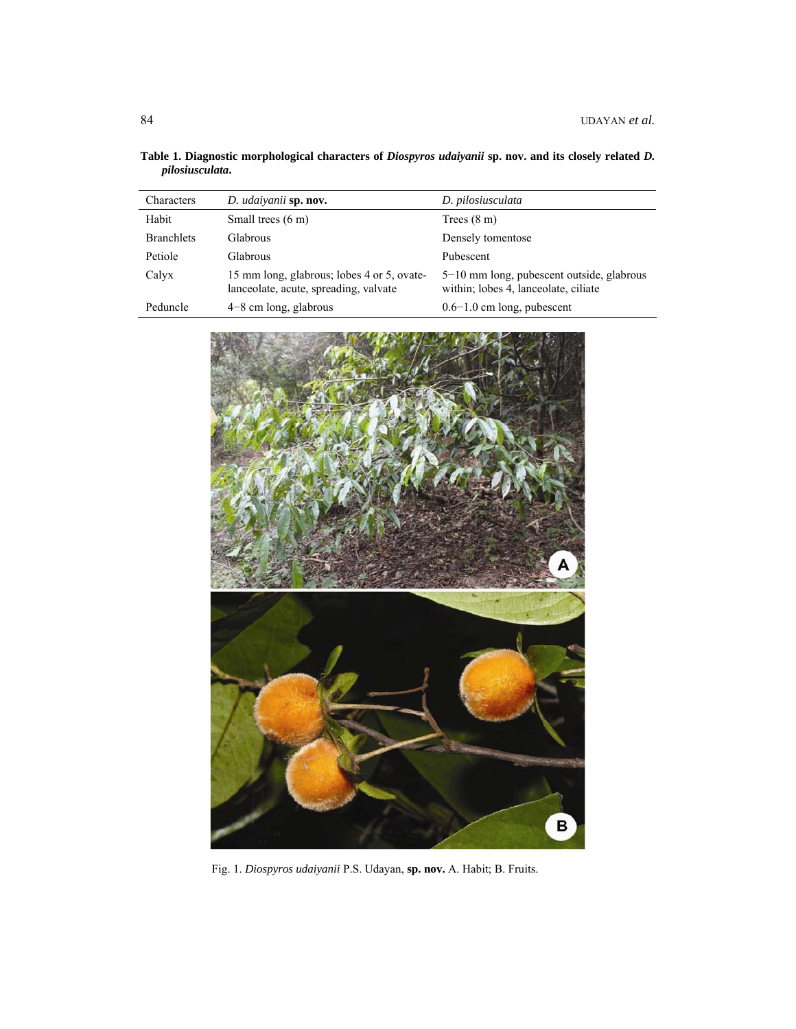**Table 1. Diagnostic morphological characters of *Diospyros udaiyanii* sp. nov. and its closely related *D. pilosiusculata*.**

| Characters | *D. udaiyanii* **sp. nov.** | *D. pilosiusculata* |
|---|---|---|
| Habit | Small trees (6 m) | Trees (8 m) |
| Branchlets | Glabrous | Densely tomentose |
| Petiole | Glabrous | Pubescent |
| Calyx | 15 mm long, glabrous; lobes 4 or 5, ovate-lanceolate, acute, spreading, valvate | 5−10 mm long, pubescent outside, glabrous within; lobes 4, lanceolate, ciliate |
| Peduncle | 4−8 cm long, glabrous | 0.6−1.0 cm long, pubescent |

Fig. 1. *Diospyros udaiyanii* P.S. Udayan, **sp. nov.** A. Habit; B. Fruits.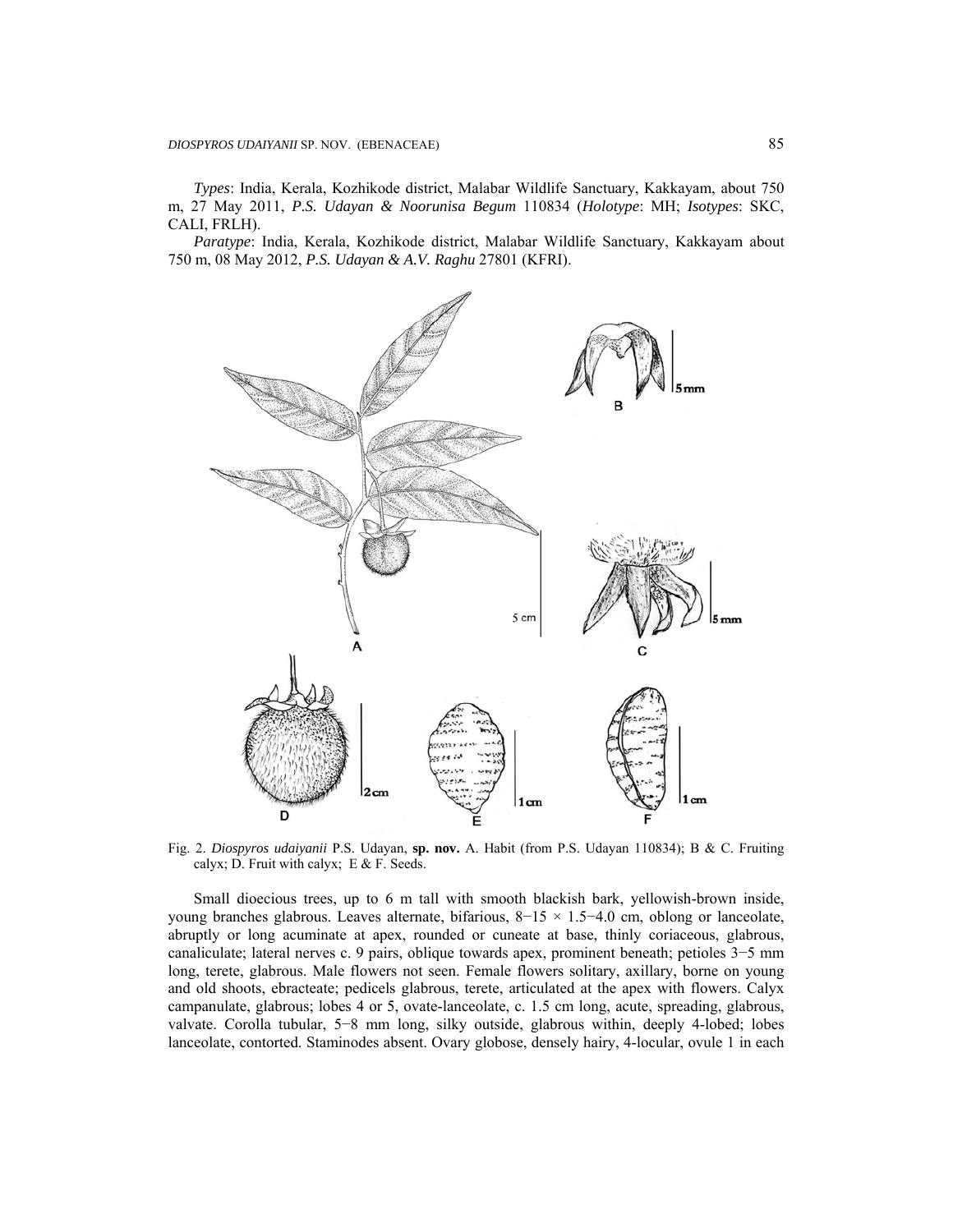*Types*: India, Kerala, Kozhikode district, Malabar Wildlife Sanctuary, Kakkayam, about 750 m, 27 May 2011, ***P.S. Udayan & Noorunisa Begum*** 110834 (*Holotype*: MH; *Isotypes*: SKC, CALI, FRLH).

*Paratype*: India, Kerala, Kozhikode district, Malabar Wildlife Sanctuary, Kakkayam about 750 m, 08 May 2012, ***P.S. Udayan & A.V. Raghu*** 27801 (KFRI).

Fig. 2. ***Diospyros udaiyanii*** P.S. Udayan, **sp. nov.** A. Habit (from P.S. Udayan 110834); B & C. Fruiting calyx; D. Fruit with calyx; E & F. Seeds.

Small dioecious trees, up to 6 m tall with smooth blackish bark, yellowish-brown inside, young branches glabrous. Leaves alternate, bifarious, 8−15 × 1.5−4.0 cm, oblong or lanceolate, abruptly or long acuminate at apex, rounded or cuneate at base, thinly coriaceous, glabrous, canaliculate; lateral nerves c. 9 pairs, oblique towards apex, prominent beneath; petioles 3−5 mm long, terete, glabrous. Male flowers not seen. Female flowers solitary, axillary, borne on young and old shoots, ebracteate; pedicels glabrous, terete, articulated at the apex with flowers. Calyx campanulate, glabrous; lobes 4 or 5, ovate-lanceolate, c. 1.5 cm long, acute, spreading, glabrous, valvate. Corolla tubular, 5−8 mm long, silky outside, glabrous within, deeply 4-lobed; lobes lanceolate, contorted. Staminodes absent. Ovary globose, densely hairy, 4-locular, ovule 1 in each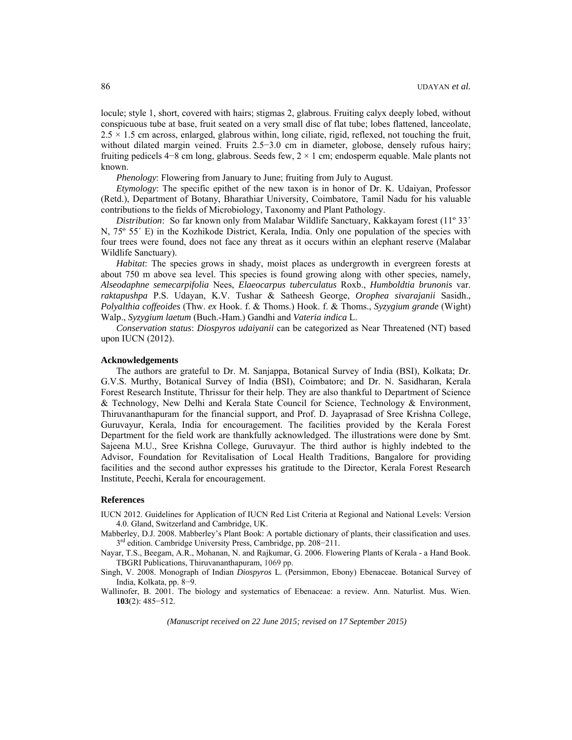locule; style 1, short, covered with hairs; stigmas 2, glabrous. Fruiting calyx deeply lobed, without conspicuous tube at base, fruit seated on a very small disc of flat tube; lobes flattened, lanceolate, $2.5 \times 1.5$ cm across, enlarged, glabrous within, long ciliate, rigid, reflexed, not touching the fruit, without dilated margin veined. Fruits 2.5−3.0 cm in diameter, globose, densely rufous hairy; fruiting pedicels 4−8 cm long, glabrous. Seeds few, $2 \times 1$ cm; endosperm equable. Male plants not known.

*Phenology*: Flowering from January to June; fruiting from July to August.

*Etymology*: The specific epithet of the new taxon is in honor of Dr. K. Udaiyan, Professor (Retd.), Department of Botany, Bharathiar University, Coimbatore, Tamil Nadu for his valuable contributions to the fields of Microbiology, Taxonomy and Plant Pathology.

*Distribution*: So far known only from Malabar Wildlife Sanctuary, Kakkayam forest (11º 33´ N, 75º 55´ E) in the Kozhikode District, Kerala, India. Only one population of the species with four trees were found, does not face any threat as it occurs within an elephant reserve (Malabar Wildlife Sanctuary).

*Habitat*: The species grows in shady, moist places as undergrowth in evergreen forests at about 750 m above sea level. This species is found growing along with other species, namely, *Alseodaphne semecarpifolia* Nees, *Elaeocarpus tuberculatus* Roxb., *Humboldtia brunonis* var. *raktapushpa* P.S. Udayan, K.V. Tushar & Satheesh George, *Orophea sivarajanii* Sasidh., *Polyalthia coffeoides* (Thw. *ex* Hook. f. & Thoms.) Hook. f. & Thoms., *Syzygium grande* (Wight) Walp., *Syzygium laetum* (Buch.-Ham.) Gandhi and *Vateria indica* L.

*Conservation status*: *Diospyros udaiyanii* can be categorized as Near Threatened (NT) based upon IUCN (2012).

## Acknowledgements

The authors are grateful to Dr. M. Sanjappa, Botanical Survey of India (BSI), Kolkata; Dr. G.V.S. Murthy, Botanical Survey of India (BSI), Coimbatore; and Dr. N. Sasidharan, Kerala Forest Research Institute, Thrissur for their help. They are also thankful to Department of Science & Technology, New Delhi and Kerala State Council for Science, Technology & Environment, Thiruvananthapuram for the financial support, and Prof. D. Jayaprasad of Sree Krishna College, Guruvayur, Kerala, India for encouragement. The facilities provided by the Kerala Forest Department for the field work are thankfully acknowledged. The illustrations were done by Smt. Sajeena M.U., Sree Krishna College, Guruvayur. The third author is highly indebted to the Advisor, Foundation for Revitalisation of Local Health Traditions, Bangalore for providing facilities and the second author expresses his gratitude to the Director, Kerala Forest Research Institute, Peechi, Kerala for encouragement.

## References

IUCN 2012. Guidelines for Application of IUCN Red List Criteria at Regional and National Levels: Version 4.0. Gland, Switzerland and Cambridge, UK.

Mabberley, D.J. 2008. Mabberley's Plant Book: A portable dictionary of plants, their classification and uses. 3rd edition. Cambridge University Press, Cambridge, pp. 208−211.

Nayar, T.S., Beegam, A.R., Mohanan, N. and Rajkumar, G. 2006. Flowering Plants of Kerala - a Hand Book. TBGRI Publications, Thiruvananthapuram, 1069 pp.

Singh, V. 2008. Monograph of Indian *Diospyros* L. (Persimmon, Ebony) Ebenaceae. Botanical Survey of India, Kolkata, pp. 8−9.

Wallinofer, B. 2001. The biology and systematics of Ebenaceae: a review. Ann. Naturlist. Mus. Wien. **103**(2): 485−512.

*(Manuscript received on 22 June 2015; revised on 17 September 2015)*